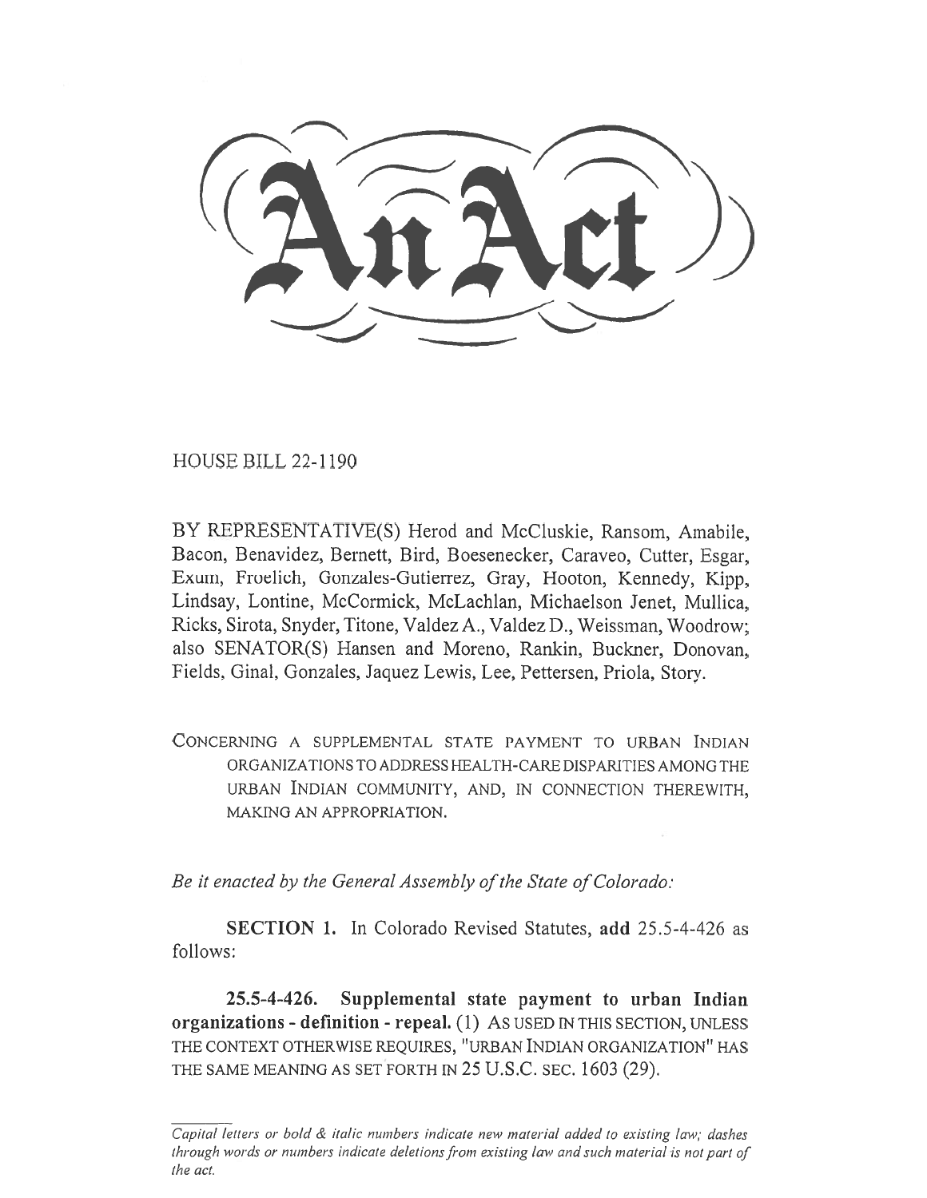# An Act

HOUSE BILL 22-1190

BY REPRESENTATIVE(S) Herod and McCluskie, Ransom, Amabile, Bacon, Benavidez, Bernett, Bird, Boesenecker, Caraveo, Cutter, Esgar, Exum, Froelich, Gonzales-Gutierrez, Gray, Hooton, Kennedy, Kipp, Lindsay, Lontine, McCormick, McLachlan, Michaelson Jenet, Mullica, Ricks, Sirota, Snyder, Titone, Valdez A., Valdez D., Weissman, Woodrow; also SENATOR(S) Hansen and Moreno, Rankin, Buckner, Donovan, Fields, Ginal, Gonzales, Jaquez Lewis, Lee, Pettersen, Priola, Story.

CONCERNING A SUPPLEMENTAL STATE PAYMENT TO URBAN INDIAN ORGANIZATIONS TO ADDRESS HEALTH-CARE DISPARITIES AMONG THE URBAN INDIAN COMMUNITY, AND, IN CONNECTION THEREWITH, MAKING AN APPROPRIATION.

*Be it enacted by the General Assembly of the State of Colorado:*

**SECTION 1.** In Colorado Revised Statutes, **add** 25.5-4-426 as follows:

**25.5-4-426. Supplemental state payment to urban Indian organizations - definition - repeal.** (1) AS USED IN THIS SECTION, UNLESS THE CONTEXT OTHERWISE REQUIRES, "URBAN INDIAN ORGANIZATION" HAS THE SAME MEANING AS SET FORTH IN 25 U.S.C. SEC. 1603 (29).

*Capital letters or bold & italic numbers indicate new material added to existing law; dashes through words or numbers indicate deletions from existing law and such material is not part of the act.*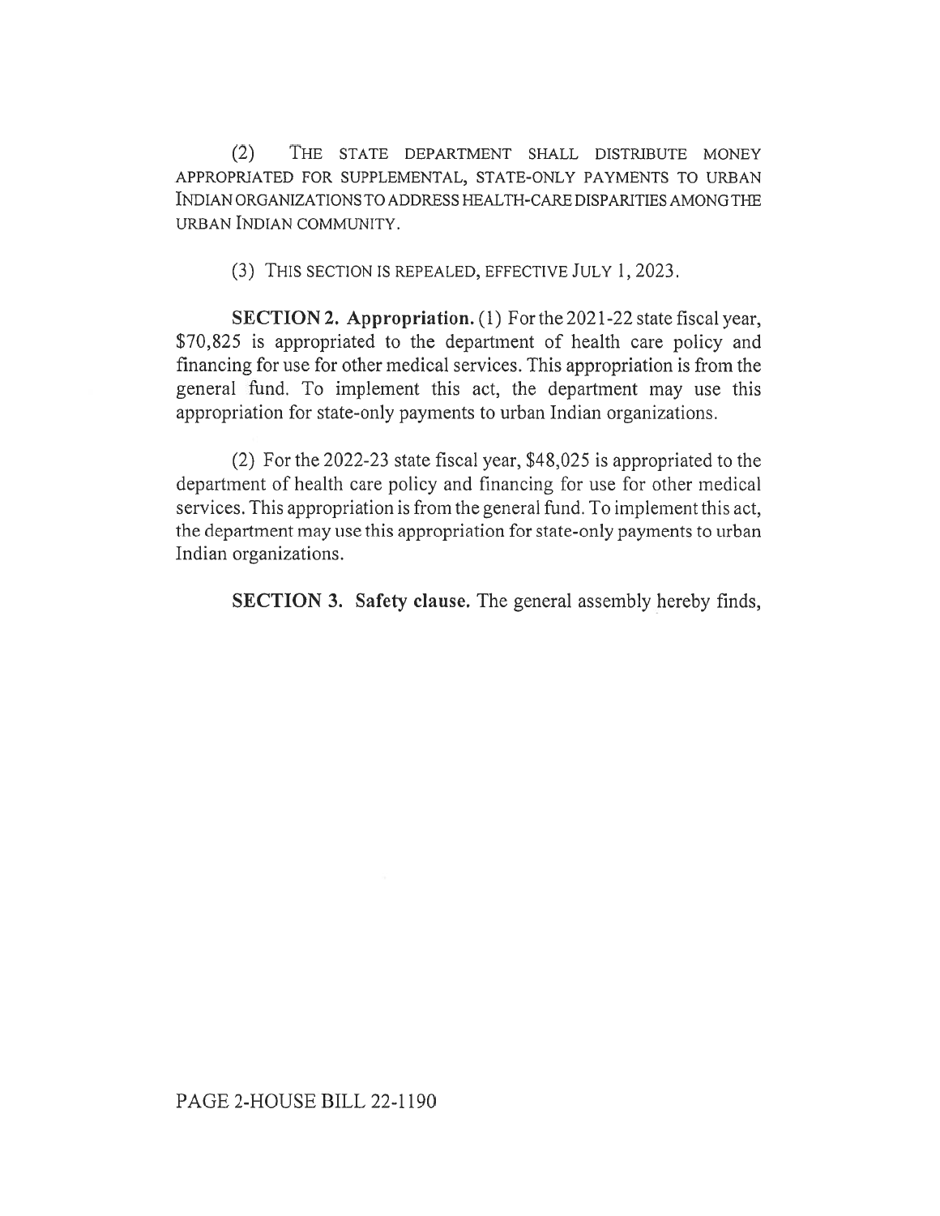(2) THE STATE DEPARTMENT SHALL DISTRIBUTE MONEY APPROPRIATED FOR SUPPLEMENTAL, STATE-ONLY PAYMENTS TO URBAN INDIAN ORGANIZATIONS TO ADDRESS HEALTH-CARE DISPARITIES AMONG THE URBAN INDIAN COMMUNITY.

(3) THIS SECTION IS REPEALED, EFFECTIVE JULY 1, 2023.

**SECTION 2. Appropriation.** (1) For the 2021-22 state fiscal year, $70,825 is appropriated to the department of health care policy and financing for use for other medical services. This appropriation is from the general fund. To implement this act, the department may use this appropriation for state-only payments to urban Indian organizations.

(2) For the 2022-23 state fiscal year, $48,025 is appropriated to the department of health care policy and financing for use for other medical services. This appropriation is from the general fund. To implement this act, the department may use this appropriation for state-only payments to urban Indian organizations.

**SECTION 3. Safety clause.** The general assembly hereby finds,

PAGE 2-HOUSE BILL 22-1190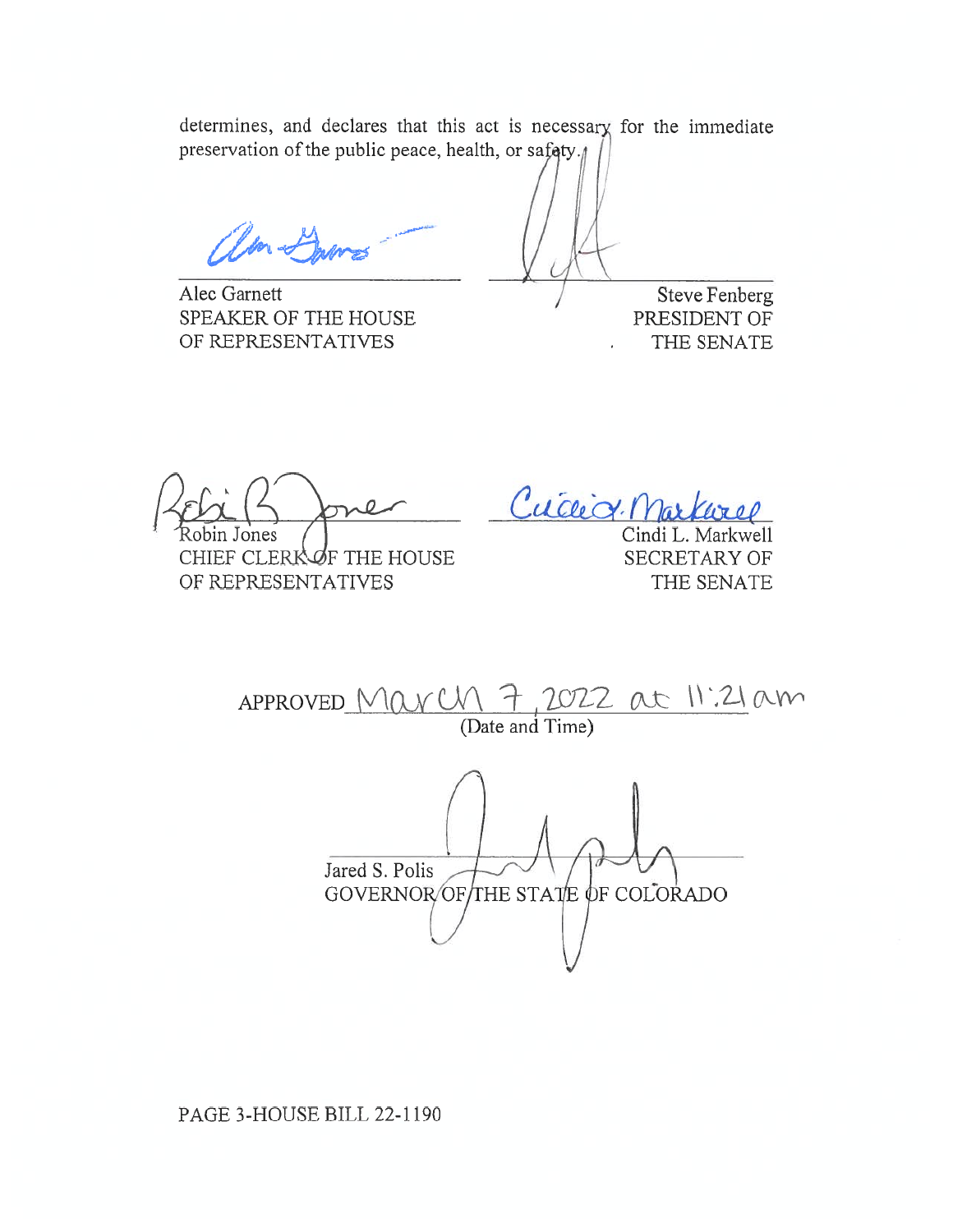determines, and declares that this act is necessary for the immediate preservation of the public peace, health, or safety.

Alec Garnett
SPEAKER OF THE HOUSE
OF REPRESENTATIVES

Steve Fenberg
PRESIDENT OF
THE SENATE

Robin Jones
CHIEF CLERK OF THE HOUSE
OF REPRESENTATIVES

Cindi L. Markwell
SECRETARY OF
THE SENATE

APPROVED March 7, 2022 at 11:21 am
(Date and Time)

Jared S. Polis
GOVERNOR OF THE STATE OF COLORADO

PAGE 3-HOUSE BILL 22-1190